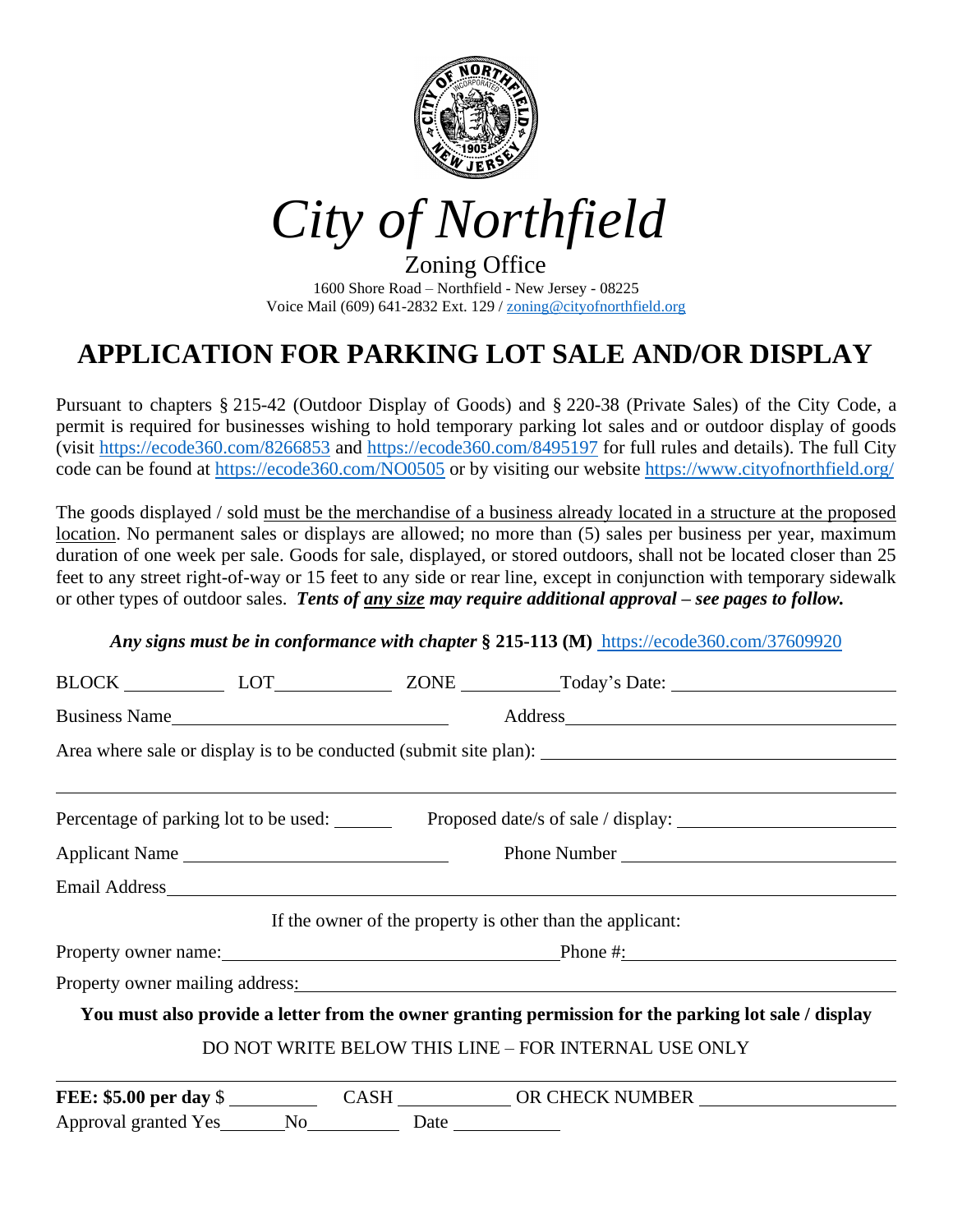# City of Northfield

Zoning Office

1600 Shore Road – Northfield - New Jersey - 08225

Voice Mail (609) 641-2832 Ext. 129 / zoning@cityofnorthfield.org

## APPLICATION FOR PARKING LOT SALE AND/OR DISPLAY

Pursuant to chapters § 215-42 (Outdoor Display of Goods) and § 220-38 (Private Sales) of the City Code, a permit is required for businesses wishing to hold temporary parking lot sales and or outdoor display of goods (visit https://ecode360.com/8266853 and https://ecode360.com/8495197 for full rules and details). The full City code can be found at https://ecode360.com/NO0505 or by visiting our website https://www.cityofnorthfield.org/

The goods displayed / sold must be the merchandise of a business already located in a structure at the proposed location. No permanent sales or displays are allowed; no more than (5) sales per business per year, maximum duration of one week per sale. Goods for sale, displayed, or stored outdoors, shall not be located closer than 25 feet to any street right-of-way or 15 feet to any side or rear line, except in conjunction with temporary sidewalk or other types of outdoor sales. ***Tents of any size may require additional approval – see pages to follow.***

***Any signs must be in conformance with chapter § 215-113 (M)*** https://ecode360.com/37609920

BLOCK __________ LOT __________ ZONE __________ Today's Date: __________

Business Name __________ Address __________

Area where sale or display is to be conducted (submit site plan): __________

Percentage of parking lot to be used: ______ Proposed date/s of sale / display: __________

Applicant Name __________ Phone Number __________

Email Address __________

If the owner of the property is other than the applicant:

Property owner name: __________ Phone #: __________

Property owner mailing address: __________

**You must also provide a letter from the owner granting permission for the parking lot sale / display**

DO NOT WRITE BELOW THIS LINE – FOR INTERNAL USE ONLY

**FEE: $5.00 per day** $ __________ CASH __________ OR CHECK NUMBER __________

Approval granted Yes ______ No ______ Date __________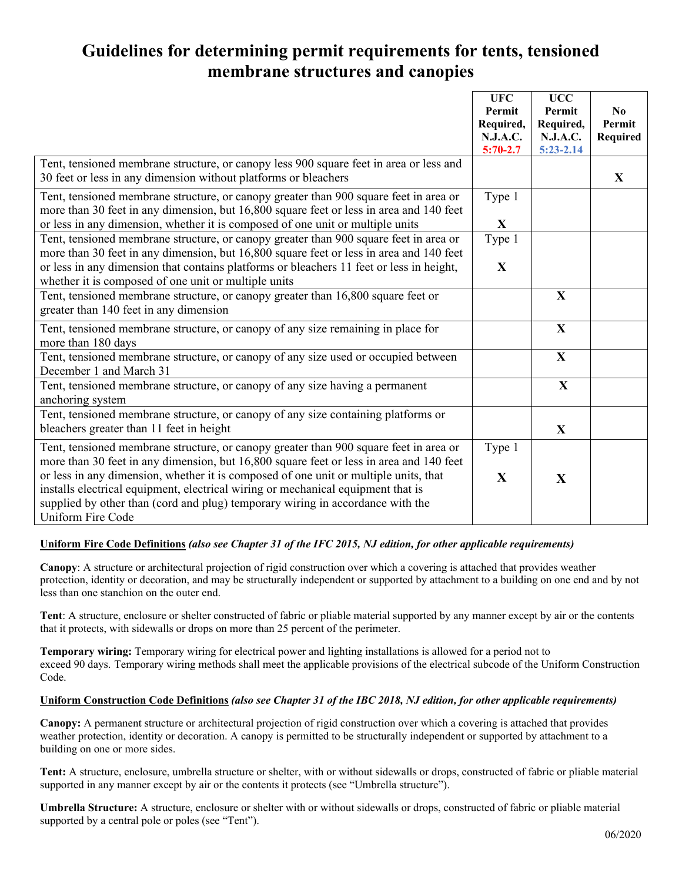# Guidelines for determining permit requirements for tents, tensioned membrane structures and canopies

| | UFC Permit Required, N.J.A.C. 5:70-2.7 | UCC Permit Required, N.J.A.C. 5:23-2.14 | No Permit Required |
|---|---|---|---|
| Tent, tensioned membrane structure, or canopy less 900 square feet in area or less and 30 feet or less in any dimension without platforms or bleachers | | | X |
| Tent, tensioned membrane structure, or canopy greater than 900 square feet in area or more than 30 feet in any dimension, but 16,800 square feet or less in area and 140 feet or less in any dimension, whether it is composed of one unit or multiple units | Type 1 X | | |
| Tent, tensioned membrane structure, or canopy greater than 900 square feet in area or more than 30 feet in any dimension, but 16,800 square feet or less in area and 140 feet or less in any dimension that contains platforms or bleachers 11 feet or less in height, whether it is composed of one unit or multiple units | Type 1 X | | |
| Tent, tensioned membrane structure, or canopy greater than 16,800 square feet or greater than 140 feet in any dimension | | X | |
| Tent, tensioned membrane structure, or canopy of any size remaining in place for more than 180 days | | X | |
| Tent, tensioned membrane structure, or canopy of any size used or occupied between December 1 and March 31 | | X | |
| Tent, tensioned membrane structure, or canopy of any size having a permanent anchoring system | | X | |
| Tent, tensioned membrane structure, or canopy of any size containing platforms or bleachers greater than 11 feet in height | | X | |
| Tent, tensioned membrane structure, or canopy greater than 900 square feet in area or more than 30 feet in any dimension, but 16,800 square feet or less in area and 140 feet or less in any dimension, whether it is composed of one unit or multiple units, that installs electrical equipment, electrical wiring or mechanical equipment that is supplied by other than (cord and plug) temporary wiring in accordance with the Uniform Fire Code | Type 1 X | X | |

**Uniform Fire Code Definitions** ***(also see Chapter 31 of the IFC 2015, NJ edition, for other applicable requirements)***

**Canopy**: A structure or architectural projection of rigid construction over which a covering is attached that provides weather protection, identity or decoration, and may be structurally independent or supported by attachment to a building on one end and by not less than one stanchion on the outer end.

**Tent**: A structure, enclosure or shelter constructed of fabric or pliable material supported by any manner except by air or the contents that it protects, with sidewalls or drops on more than 25 percent of the perimeter.

**Temporary wiring:** Temporary wiring for electrical power and lighting installations is allowed for a period not to exceed 90 days. Temporary wiring methods shall meet the applicable provisions of the electrical subcode of the Uniform Construction Code.

**Uniform Construction Code Definitions** ***(also see Chapter 31 of the IBC 2018, NJ edition, for other applicable requirements)***

**Canopy:** A permanent structure or architectural projection of rigid construction over which a covering is attached that provides weather protection, identity or decoration. A canopy is permitted to be structurally independent or supported by attachment to a building on one or more sides.

**Tent:** A structure, enclosure, umbrella structure or shelter, with or without sidewalls or drops, constructed of fabric or pliable material supported in any manner except by air or the contents it protects (see "Umbrella structure").

**Umbrella Structure:** A structure, enclosure or shelter with or without sidewalls or drops, constructed of fabric or pliable material supported by a central pole or poles (see "Tent").

06/2020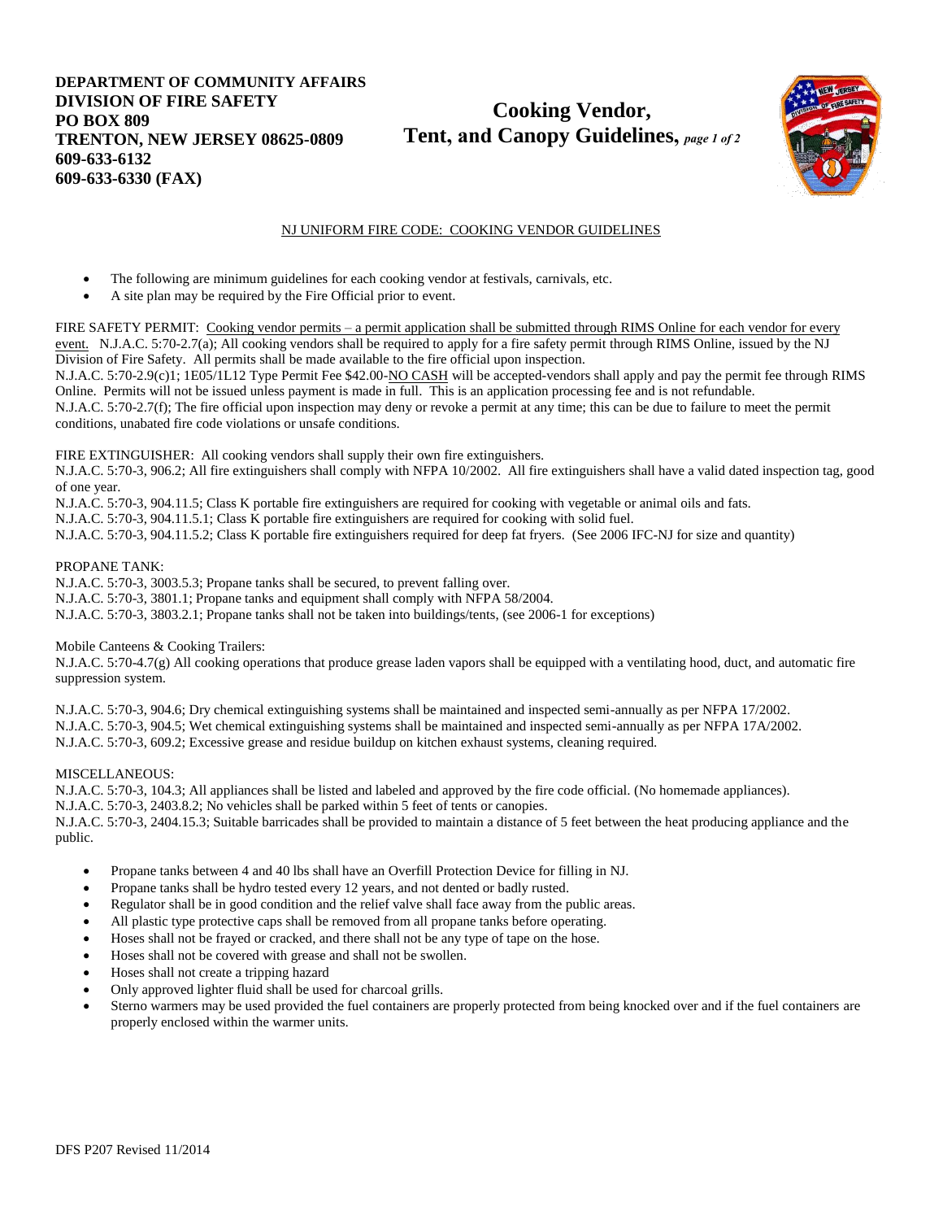**DEPARTMENT OF COMMUNITY AFFAIRS**
**DIVISION OF FIRE SAFETY**
**PO BOX 809**
**TRENTON, NEW JERSEY 08625-0809**
**609-633-6132**
**609-633-6330 (FAX)**

# Cooking Vendor, Tent, and Canopy Guidelines, *page 1 of 2*

## NJ UNIFORM FIRE CODE: COOKING VENDOR GUIDELINES

- The following are minimum guidelines for each cooking vendor at festivals, carnivals, etc.
- A site plan may be required by the Fire Official prior to event.

FIRE SAFETY PERMIT: Cooking vendor permits – a permit application shall be submitted through RIMS Online for each vendor for every event. N.J.A.C. 5:70-2.7(a); All cooking vendors shall be required to apply for a fire safety permit through RIMS Online, issued by the NJ Division of Fire Safety. All permits shall be made available to the fire official upon inspection.
N.J.A.C. 5:70-2.9(c)1; 1E05/1L12 Type Permit Fee $42.00-NO CASH will be accepted-vendors shall apply and pay the permit fee through RIMS Online. Permits will not be issued unless payment is made in full. This is an application processing fee and is not refundable.
N.J.A.C. 5:70-2.7(f); The fire official upon inspection may deny or revoke a permit at any time; this can be due to failure to meet the permit conditions, unabated fire code violations or unsafe conditions.

FIRE EXTINGUISHER: All cooking vendors shall supply their own fire extinguishers.
N.J.A.C. 5:70-3, 906.2; All fire extinguishers shall comply with NFPA 10/2002. All fire extinguishers shall have a valid dated inspection tag, good of one year.
N.J.A.C. 5:70-3, 904.11.5; Class K portable fire extinguishers are required for cooking with vegetable or animal oils and fats.
N.J.A.C. 5:70-3, 904.11.5.1; Class K portable fire extinguishers are required for cooking with solid fuel.
N.J.A.C. 5:70-3, 904.11.5.2; Class K portable fire extinguishers required for deep fat fryers. (See 2006 IFC-NJ for size and quantity)

PROPANE TANK:
N.J.A.C. 5:70-3, 3003.5.3; Propane tanks shall be secured, to prevent falling over.
N.J.A.C. 5:70-3, 3801.1; Propane tanks and equipment shall comply with NFPA 58/2004.
N.J.A.C. 5:70-3, 3803.2.1; Propane tanks shall not be taken into buildings/tents, (see 2006-1 for exceptions)

Mobile Canteens & Cooking Trailers:
N.J.A.C. 5:70-4.7(g) All cooking operations that produce grease laden vapors shall be equipped with a ventilating hood, duct, and automatic fire suppression system.

N.J.A.C. 5:70-3, 904.6; Dry chemical extinguishing systems shall be maintained and inspected semi-annually as per NFPA 17/2002.
N.J.A.C. 5:70-3, 904.5; Wet chemical extinguishing systems shall be maintained and inspected semi-annually as per NFPA 17A/2002.
N.J.A.C. 5:70-3, 609.2; Excessive grease and residue buildup on kitchen exhaust systems, cleaning required.

MISCELLANEOUS:
N.J.A.C. 5:70-3, 104.3; All appliances shall be listed and labeled and approved by the fire code official. (No homemade appliances).
N.J.A.C. 5:70-3, 2403.8.2; No vehicles shall be parked within 5 feet of tents or canopies.
N.J.A.C. 5:70-3, 2404.15.3; Suitable barricades shall be provided to maintain a distance of 5 feet between the heat producing appliance and the public.

- Propane tanks between 4 and 40 lbs shall have an Overfill Protection Device for filling in NJ.
- Propane tanks shall be hydro tested every 12 years, and not dented or badly rusted.
- Regulator shall be in good condition and the relief valve shall face away from the public areas.
- All plastic type protective caps shall be removed from all propane tanks before operating.
- Hoses shall not be frayed or cracked, and there shall not be any type of tape on the hose.
- Hoses shall not be covered with grease and shall not be swollen.
- Hoses shall not create a tripping hazard
- Only approved lighter fluid shall be used for charcoal grills.
- Sterno warmers may be used provided the fuel containers are properly protected from being knocked over and if the fuel containers are properly enclosed within the warmer units.

DFS P207 Revised 11/2014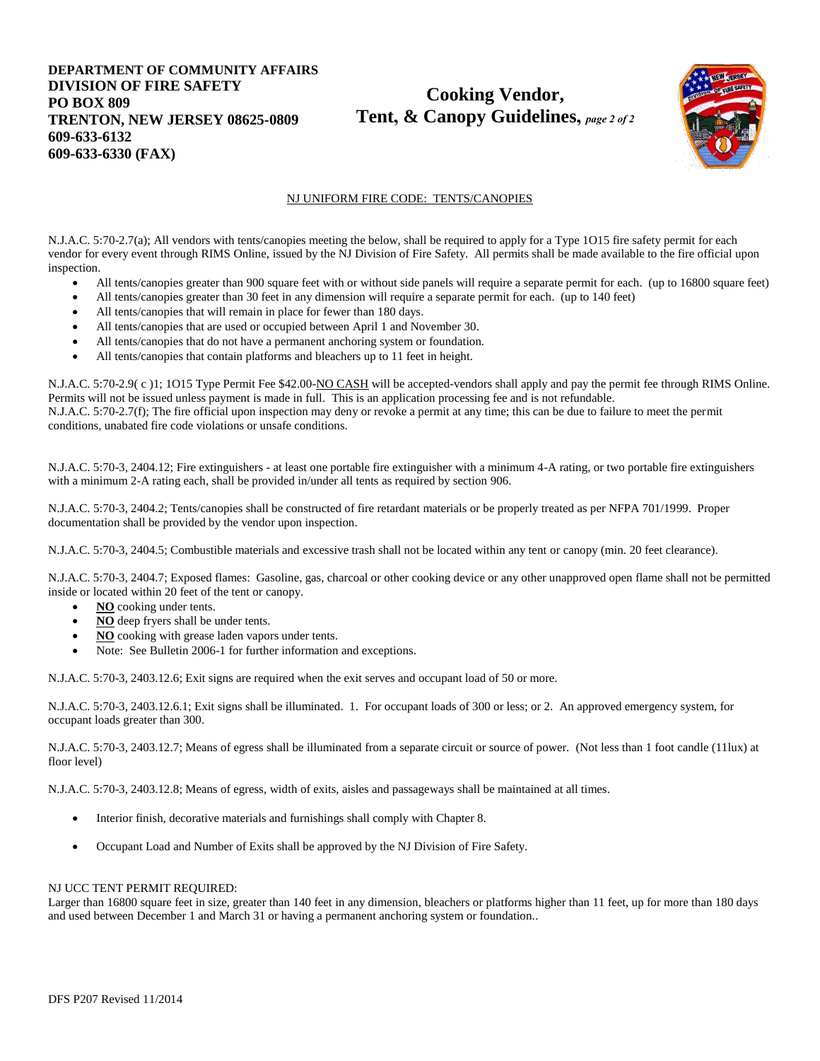**DEPARTMENT OF COMMUNITY AFFAIRS**
**DIVISION OF FIRE SAFETY**
**PO BOX 809**
**TRENTON, NEW JERSEY 08625-0809**
**609-633-6132**
**609-633-6330 (FAX)**

# Cooking Vendor, Tent, & Canopy Guidelines, *page 2 of 2*

NJ UNIFORM FIRE CODE: TENTS/CANOPIES

N.J.A.C. 5:70-2.7(a); All vendors with tents/canopies meeting the below, shall be required to apply for a Type 1O15 fire safety permit for each vendor for every event through RIMS Online, issued by the NJ Division of Fire Safety. All permits shall be made available to the fire official upon inspection.

- All tents/canopies greater than 900 square feet with or without side panels will require a separate permit for each. (up to 16800 square feet)
- All tents/canopies greater than 30 feet in any dimension will require a separate permit for each. (up to 140 feet)
- All tents/canopies that will remain in place for fewer than 180 days.
- All tents/canopies that are used or occupied between April 1 and November 30.
- All tents/canopies that do not have a permanent anchoring system or foundation.
- All tents/canopies that contain platforms and bleachers up to 11 feet in height.

N.J.A.C. 5:70-2.9( c )1; 1O15 Type Permit Fee $42.00-NO CASH will be accepted-vendors shall apply and pay the permit fee through RIMS Online. Permits will not be issued unless payment is made in full. This is an application processing fee and is not refundable.
N.J.A.C. 5:70-2.7(f); The fire official upon inspection may deny or revoke a permit at any time; this can be due to failure to meet the permit conditions, unabated fire code violations or unsafe conditions.

N.J.A.C. 5:70-3, 2404.12; Fire extinguishers - at least one portable fire extinguisher with a minimum 4-A rating, or two portable fire extinguishers with a minimum 2-A rating each, shall be provided in/under all tents as required by section 906.

N.J.A.C. 5:70-3, 2404.2; Tents/canopies shall be constructed of fire retardant materials or be properly treated as per NFPA 701/1999. Proper documentation shall be provided by the vendor upon inspection.

N.J.A.C. 5:70-3, 2404.5; Combustible materials and excessive trash shall not be located within any tent or canopy (min. 20 feet clearance).

N.J.A.C. 5:70-3, 2404.7; Exposed flames: Gasoline, gas, charcoal or other cooking device or any other unapproved open flame shall not be permitted inside or located within 20 feet of the tent or canopy.

- **NO** cooking under tents.
- **NO** deep fryers shall be under tents.
- **NO** cooking with grease laden vapors under tents.
- Note: See Bulletin 2006-1 for further information and exceptions.

N.J.A.C. 5:70-3, 2403.12.6; Exit signs are required when the exit serves and occupant load of 50 or more.

N.J.A.C. 5:70-3, 2403.12.6.1; Exit signs shall be illuminated. 1. For occupant loads of 300 or less; or 2. An approved emergency system, for occupant loads greater than 300.

N.J.A.C. 5:70-3, 2403.12.7; Means of egress shall be illuminated from a separate circuit or source of power. (Not less than 1 foot candle (11lux) at floor level)

N.J.A.C. 5:70-3, 2403.12.8; Means of egress, width of exits, aisles and passageways shall be maintained at all times.

- Interior finish, decorative materials and furnishings shall comply with Chapter 8.
- Occupant Load and Number of Exits shall be approved by the NJ Division of Fire Safety.

NJ UCC TENT PERMIT REQUIRED:
Larger than 16800 square feet in size, greater than 140 feet in any dimension, bleachers or platforms higher than 11 feet, up for more than 180 days and used between December 1 and March 31 or having a permanent anchoring system or foundation..

DFS P207 Revised 11/2014